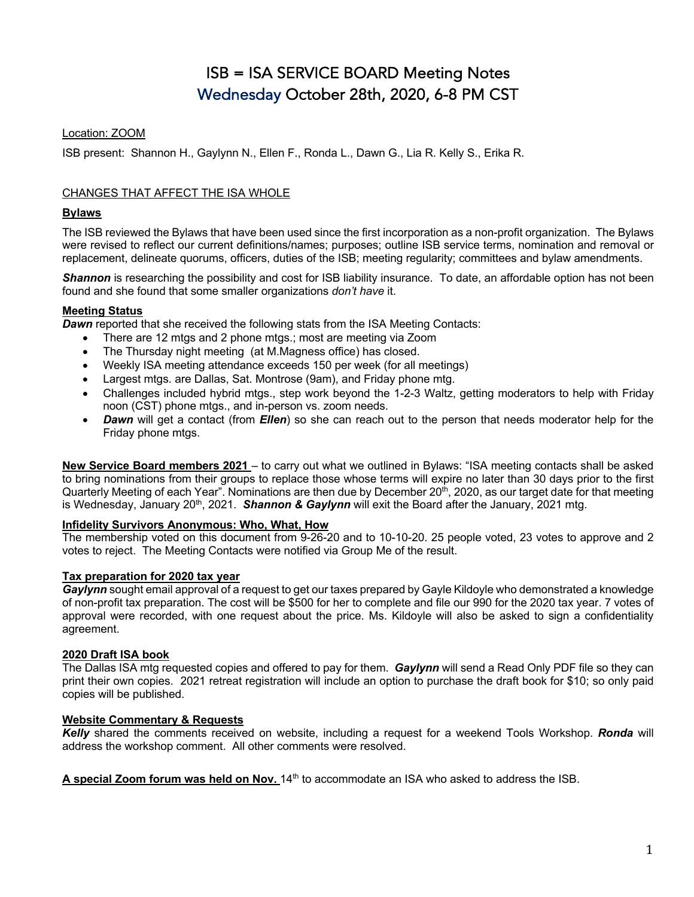# ISB = ISA SERVICE BOARD Meeting Notes

## Wednesday October 28th, 2020, 6-8 PM CST

Location: ZOOM

ISB present: Shannon H., Gaylynn N., Ellen F., Ronda L., Dawn G., Lia R. Kelly S., Erika R.

CHANGES THAT AFFECT THE ISA WHOLE

**Bylaws**

The ISB reviewed the Bylaws that have been used since the first incorporation as a non-profit organization. The Bylaws were revised to reflect our current definitions/names; purposes; outline ISB service terms, nomination and removal or replacement, delineate quorums, officers, duties of the ISB; meeting regularity; committees and bylaw amendments.

***Shannon*** is researching the possibility and cost for ISB liability insurance. To date, an affordable option has not been found and she found that some smaller organizations *don't have* it.

**Meeting Status**

***Dawn*** reported that she received the following stats from the ISA Meeting Contacts:

- There are 12 mtgs and 2 phone mtgs.; most are meeting via Zoom
- The Thursday night meeting (at M.Magness office) has closed.
- Weekly ISA meeting attendance exceeds 150 per week (for all meetings)
- Largest mtgs. are Dallas, Sat. Montrose (9am), and Friday phone mtg.
- Challenges included hybrid mtgs., step work beyond the 1-2-3 Waltz, getting moderators to help with Friday noon (CST) phone mtgs., and in-person vs. zoom needs.
- ***Dawn*** will get a contact (from ***Ellen***) so she can reach out to the person that needs moderator help for the Friday phone mtgs.

**New Service Board members 2021** – to carry out what we outlined in Bylaws: "ISA meeting contacts shall be asked to bring nominations from their groups to replace those whose terms will expire no later than 30 days prior to the first Quarterly Meeting of each Year". Nominations are then due by December 20th, 2020, as our target date for that meeting is Wednesday, January 20th, 2021. ***Shannon & Gaylynn*** will exit the Board after the January, 2021 mtg.

**Infidelity Survivors Anonymous: Who, What, How**

The membership voted on this document from 9-26-20 and to 10-10-20. 25 people voted, 23 votes to approve and 2 votes to reject. The Meeting Contacts were notified via Group Me of the result.

**Tax preparation for 2020 tax year**

***Gaylynn*** sought email approval of a request to get our taxes prepared by Gayle Kildoyle who demonstrated a knowledge of non-profit tax preparation. The cost will be $500 for her to complete and file our 990 for the 2020 tax year. 7 votes of approval were recorded, with one request about the price. Ms. Kildoyle will also be asked to sign a confidentiality agreement.

**2020 Draft ISA book**

The Dallas ISA mtg requested copies and offered to pay for them. ***Gaylynn*** will send a Read Only PDF file so they can print their own copies. 2021 retreat registration will include an option to purchase the draft book for $10; so only paid copies will be published.

**Website Commentary & Requests**

***Kelly*** shared the comments received on website, including a request for a weekend Tools Workshop. ***Ronda*** will address the workshop comment. All other comments were resolved.

**A special Zoom forum was held on Nov.** 14th to accommodate an ISA who asked to address the ISB.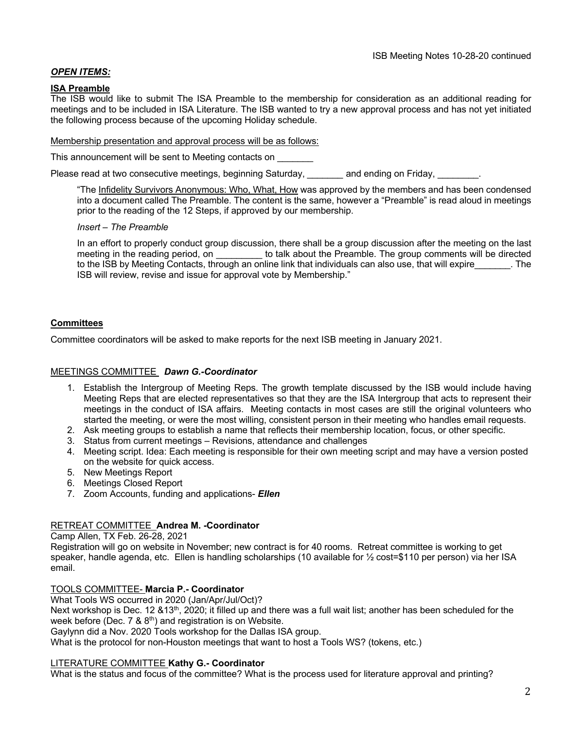***OPEN ITEMS:***

**ISA Preamble**

The ISB would like to submit The ISA Preamble to the membership for consideration as an additional reading for meetings and to be included in ISA Literature. The ISB wanted to try a new approval process and has not yet initiated the following process because of the upcoming Holiday schedule.

Membership presentation and approval process will be as follows:

This announcement will be sent to Meeting contacts on _______

Please read at two consecutive meetings, beginning Saturday, _______ and ending on Friday, ________.

> "The Infidelity Survivors Anonymous: Who, What, How was approved by the members and has been condensed into a document called The Preamble. The content is the same, however a "Preamble" is read aloud in meetings prior to the reading of the 12 Steps, if approved by our membership.
>
> *Insert – The Preamble*
>
> In an effort to properly conduct group discussion, there shall be a group discussion after the meeting on the last meeting in the reading period, on _________ to talk about the Preamble. The group comments will be directed to the ISB by Meeting Contacts, through an online link that individuals can also use, that will expire_______. The ISB will review, revise and issue for approval vote by Membership."

**Committees**

Committee coordinators will be asked to make reports for the next ISB meeting in January 2021.

MEETINGS COMMITTEE ***Dawn G.-Coordinator***

1. Establish the Intergroup of Meeting Reps. The growth template discussed by the ISB would include having Meeting Reps that are elected representatives so that they are the ISA Intergroup that acts to represent their meetings in the conduct of ISA affairs. Meeting contacts in most cases are still the original volunteers who started the meeting, or were the most willing, consistent person in their meeting who handles email requests.
2. Ask meeting groups to establish a name that reflects their membership location, focus, or other specific.
3. Status from current meetings – Revisions, attendance and challenges
4. Meeting script. Idea: Each meeting is responsible for their own meeting script and may have a version posted on the website for quick access.
5. New Meetings Report
6. Meetings Closed Report
7. Zoom Accounts, funding and applications- ***Ellen***

RETREAT COMMITTEE **Andrea M. -Coordinator**

Camp Allen, TX Feb. 26-28, 2021

Registration will go on website in November; new contract is for 40 rooms. Retreat committee is working to get speaker, handle agenda, etc. Ellen is handling scholarships (10 available for ½ cost=$110 per person) via her ISA email.

TOOLS COMMITTEE- **Marcia P.- Coordinator**

What Tools WS occurred in 2020 (Jan/Apr/Jul/Oct)?

Next workshop is Dec. 12 &13th, 2020; it filled up and there was a full wait list; another has been scheduled for the week before (Dec. 7 & 8th) and registration is on Website.

Gaylynn did a Nov. 2020 Tools workshop for the Dallas ISA group.

What is the protocol for non-Houston meetings that want to host a Tools WS? (tokens, etc.)

LITERATURE COMMITTEE **Kathy G.- Coordinator**

What is the status and focus of the committee? What is the process used for literature approval and printing?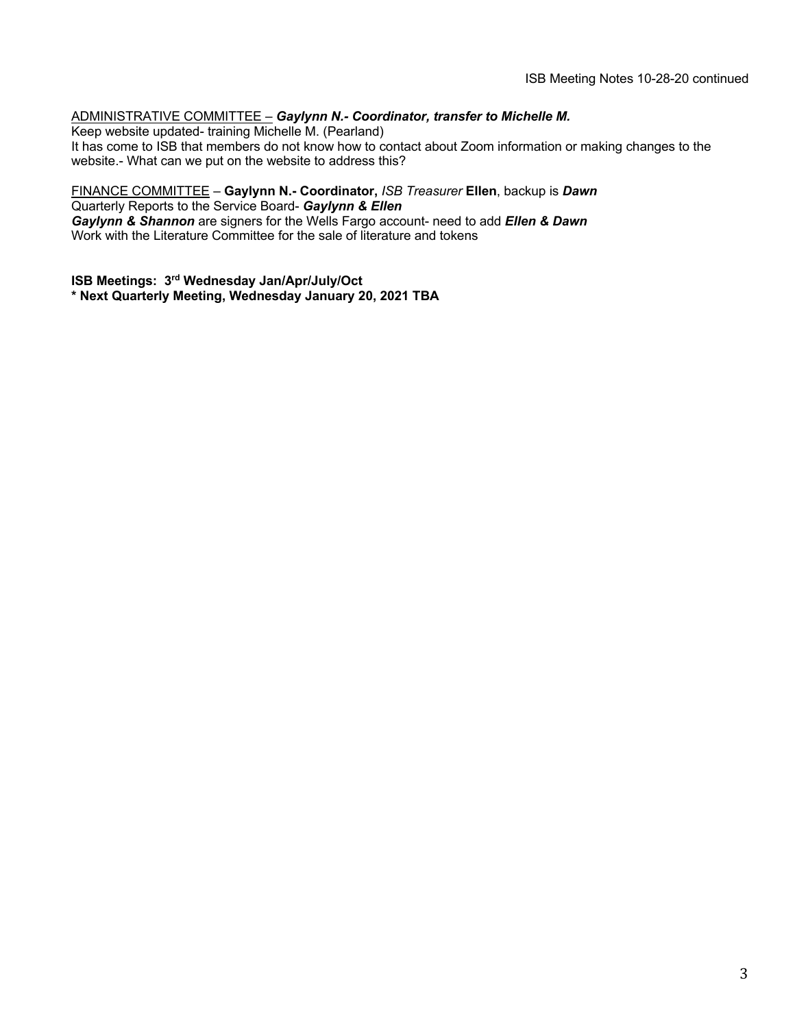ADMINISTRATIVE COMMITTEE – ***Gaylynn N.- Coordinator, transfer to Michelle M.***
Keep website updated- training Michelle M. (Pearland)
It has come to ISB that members do not know how to contact about Zoom information or making changes to the website.- What can we put on the website to address this?

FINANCE COMMITTEE – **Gaylynn N.- Coordinator,** *ISB Treasurer* **Ellen**, backup is ***Dawn***
Quarterly Reports to the Service Board- ***Gaylynn & Ellen***
***Gaylynn & Shannon*** are signers for the Wells Fargo account- need to add ***Ellen & Dawn***
Work with the Literature Committee for the sale of literature and tokens

**ISB Meetings: 3rd Wednesday Jan/Apr/July/Oct**
**\* Next Quarterly Meeting, Wednesday January 20, 2021 TBA**